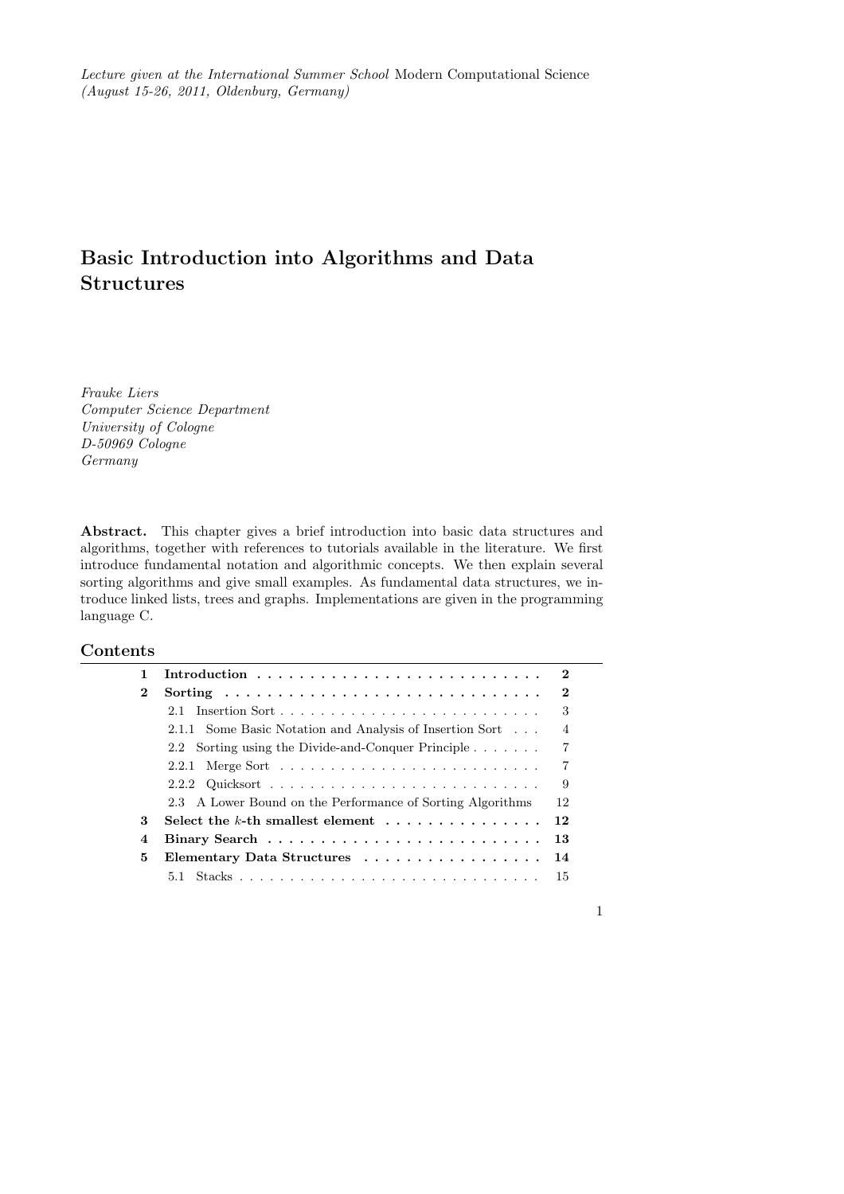*Lecture given at the International Summer School* Modern Computational Science *(August 15-26, 2011, Oldenburg, Germany)*

# Basic Introduction into Algorithms and Data Structures

*Frauke Liers*
*Computer Science Department*
*University of Cologne*
*D-50969 Cologne*
*Germany*

**Abstract.** This chapter gives a brief introduction into basic data structures and algorithms, together with references to tutorials available in the literature. We first introduce fundamental notation and algorithmic concepts. We then explain several sorting algorithms and give small examples. As fundamental data structures, we introduce linked lists, trees and graphs. Implementations are given in the programming language C.

## Contents

| | | |
|---|---|---|
| **1** | **Introduction** | **2** |
| **2** | **Sorting** | **2** |
| | 2.1 Insertion Sort | 3 |
| | 2.1.1 Some Basic Notation and Analysis of Insertion Sort | 4 |
| | 2.2 Sorting using the Divide-and-Conquer Principle | 7 |
| | 2.2.1 Merge Sort | 7 |
| | 2.2.2 Quicksort | 9 |
| | 2.3 A Lower Bound on the Performance of Sorting Algorithms | 12 |
| **3** | **Select the $k$-th smallest element** | **12** |
| **4** | **Binary Search** | **13** |
| **5** | **Elementary Data Structures** | **14** |
| | 5.1 Stacks | 15 |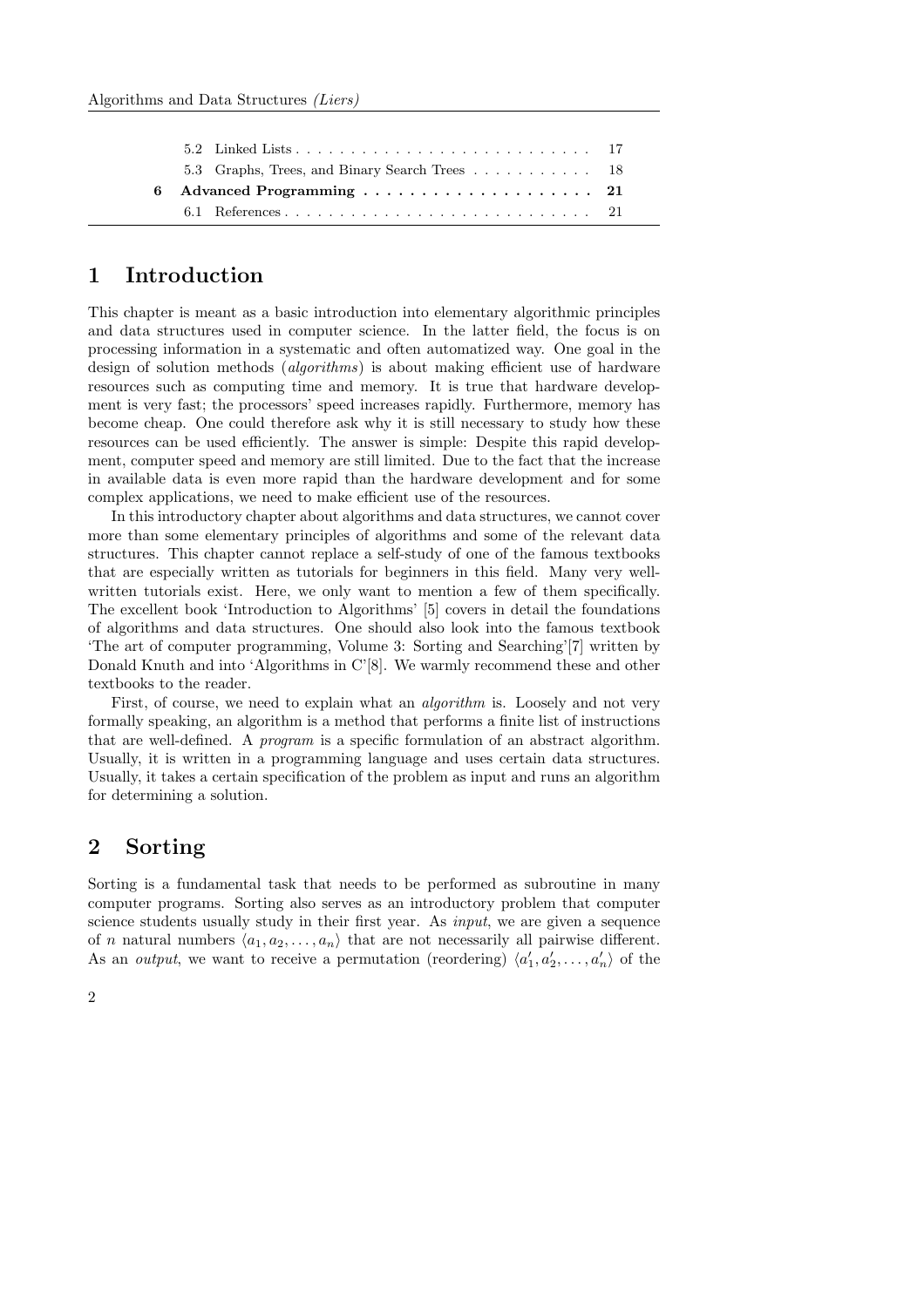| | | |
|---|---|---|
| 5.2 Linked Lists | | 17 |
| 5.3 Graphs, Trees, and Binary Search Trees | | 18 |
| **6** | **Advanced Programming** | **21** |
| 6.1 References | | 21 |

# 1 Introduction

This chapter is meant as a basic introduction into elementary algorithmic principles and data structures used in computer science. In the latter field, the focus is on processing information in a systematic and often automatized way. One goal in the design of solution methods (*algorithms*) is about making efficient use of hardware resources such as computing time and memory. It is true that hardware development is very fast; the processors' speed increases rapidly. Furthermore, memory has become cheap. One could therefore ask why it is still necessary to study how these resources can be used efficiently. The answer is simple: Despite this rapid development, computer speed and memory are still limited. Due to the fact that the increase in available data is even more rapid than the hardware development and for some complex applications, we need to make efficient use of the resources.

In this introductory chapter about algorithms and data structures, we cannot cover more than some elementary principles of algorithms and some of the relevant data structures. This chapter cannot replace a self-study of one of the famous textbooks that are especially written as tutorials for beginners in this field. Many very well-written tutorials exist. Here, we only want to mention a few of them specifically. The excellent book 'Introduction to Algorithms' [5] covers in detail the foundations of algorithms and data structures. One should also look into the famous textbook 'The art of computer programming, Volume 3: Sorting and Searching'[7] written by Donald Knuth and into 'Algorithms in C'[8]. We warmly recommend these and other textbooks to the reader.

First, of course, we need to explain what an *algorithm* is. Loosely and not very formally speaking, an algorithm is a method that performs a finite list of instructions that are well-defined. A *program* is a specific formulation of an abstract algorithm. Usually, it is written in a programming language and uses certain data structures. Usually, it takes a certain specification of the problem as input and runs an algorithm for determining a solution.

# 2 Sorting

Sorting is a fundamental task that needs to be performed as subroutine in many computer programs. Sorting also serves as an introductory problem that computer science students usually study in their first year. As *input*, we are given a sequence of $n$ natural numbers $\langle a_1, a_2, \ldots, a_n \rangle$ that are not necessarily all pairwise different. As an *output*, we want to receive a permutation (reordering) $\langle a'_1, a'_2, \ldots, a'_n \rangle$ of the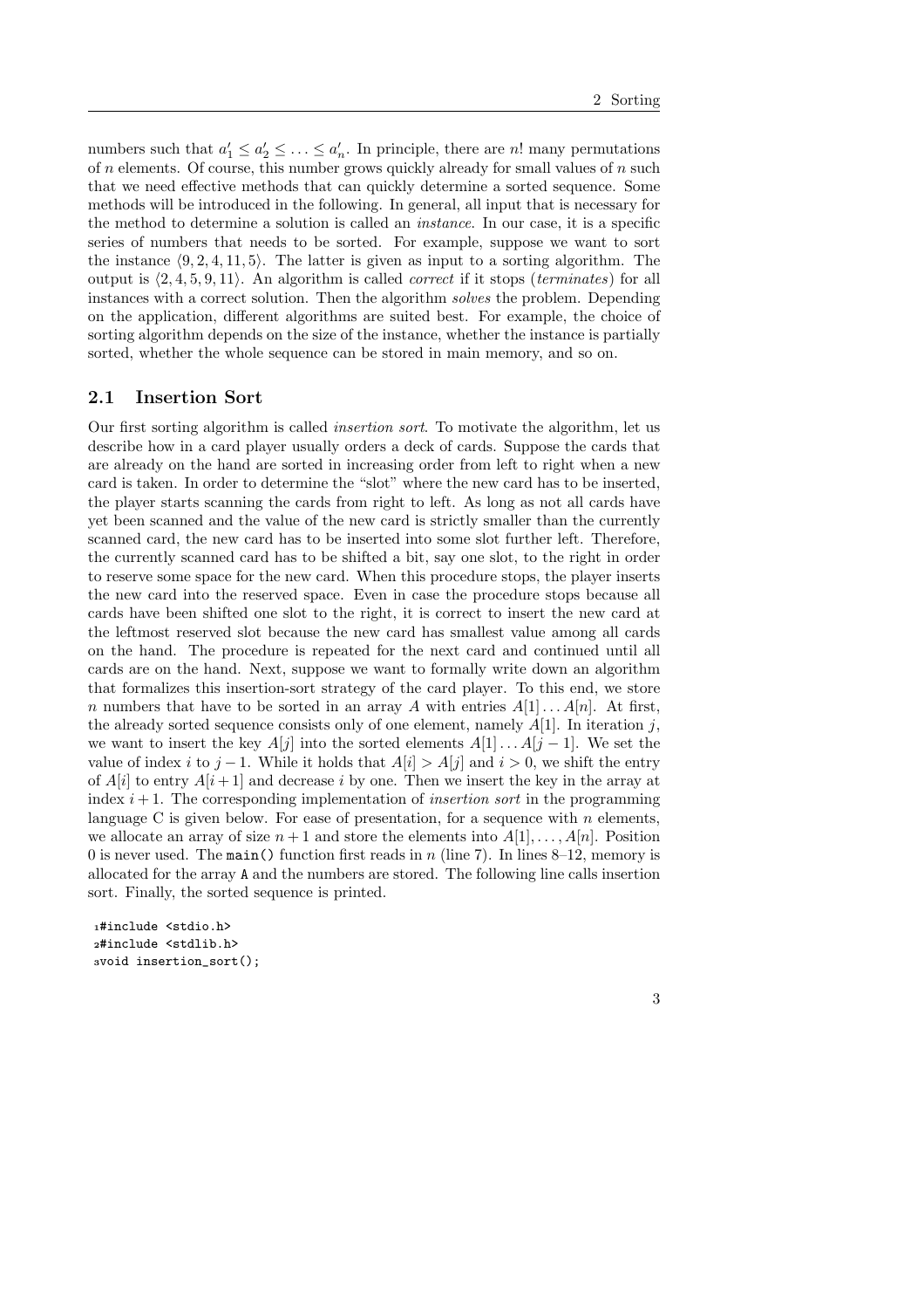numbers such that $a'_1 \leq a'_2 \leq \ldots \leq a'_n$. In principle, there are $n!$ many permutations of $n$ elements. Of course, this number grows quickly already for small values of $n$ such that we need effective methods that can quickly determine a sorted sequence. Some methods will be introduced in the following. In general, all input that is necessary for the method to determine a solution is called an *instance*. In our case, it is a specific series of numbers that needs to be sorted. For example, suppose we want to sort the instance $\langle 9, 2, 4, 11, 5 \rangle$. The latter is given as input to a sorting algorithm. The output is $\langle 2, 4, 5, 9, 11 \rangle$. An algorithm is called *correct* if it stops (*terminates*) for all instances with a correct solution. Then the algorithm *solves* the problem. Depending on the application, different algorithms are suited best. For example, the choice of sorting algorithm depends on the size of the instance, whether the instance is partially sorted, whether the whole sequence can be stored in main memory, and so on.

## 2.1 Insertion Sort

Our first sorting algorithm is called *insertion sort*. To motivate the algorithm, let us describe how in a card player usually orders a deck of cards. Suppose the cards that are already on the hand are sorted in increasing order from left to right when a new card is taken. In order to determine the "slot" where the new card has to be inserted, the player starts scanning the cards from right to left. As long as not all cards have yet been scanned and the value of the new card is strictly smaller than the currently scanned card, the new card has to be inserted into some slot further left. Therefore, the currently scanned card has to be shifted a bit, say one slot, to the right in order to reserve some space for the new card. When this procedure stops, the player inserts the new card into the reserved space. Even in case the procedure stops because all cards have been shifted one slot to the right, it is correct to insert the new card at the leftmost reserved slot because the new card has smallest value among all cards on the hand. The procedure is repeated for the next card and continued until all cards are on the hand. Next, suppose we want to formally write down an algorithm that formalizes this insertion-sort strategy of the card player. To this end, we store $n$ numbers that have to be sorted in an array $A$ with entries $A[1] \ldots A[n]$. At first, the already sorted sequence consists only of one element, namely $A[1]$. In iteration $j$, we want to insert the key $A[j]$ into the sorted elements $A[1] \ldots A[j-1]$. We set the value of index $i$ to $j-1$. While it holds that $A[i] > A[j]$ and $i > 0$, we shift the entry of $A[i]$ to entry $A[i+1]$ and decrease $i$ by one. Then we insert the key in the array at index $i+1$. The corresponding implementation of *insertion sort* in the programming language C is given below. For ease of presentation, for a sequence with $n$ elements, we allocate an array of size $n+1$ and store the elements into $A[1], \ldots, A[n]$. Position 0 is never used. The `main()` function first reads in $n$ (line 7). In lines 8–12, memory is allocated for the array `A` and the numbers are stored. The following line calls insertion sort. Finally, the sorted sequence is printed.

```
1 #include <stdio.h>
2 #include <stdlib.h>
3 void insertion_sort();
```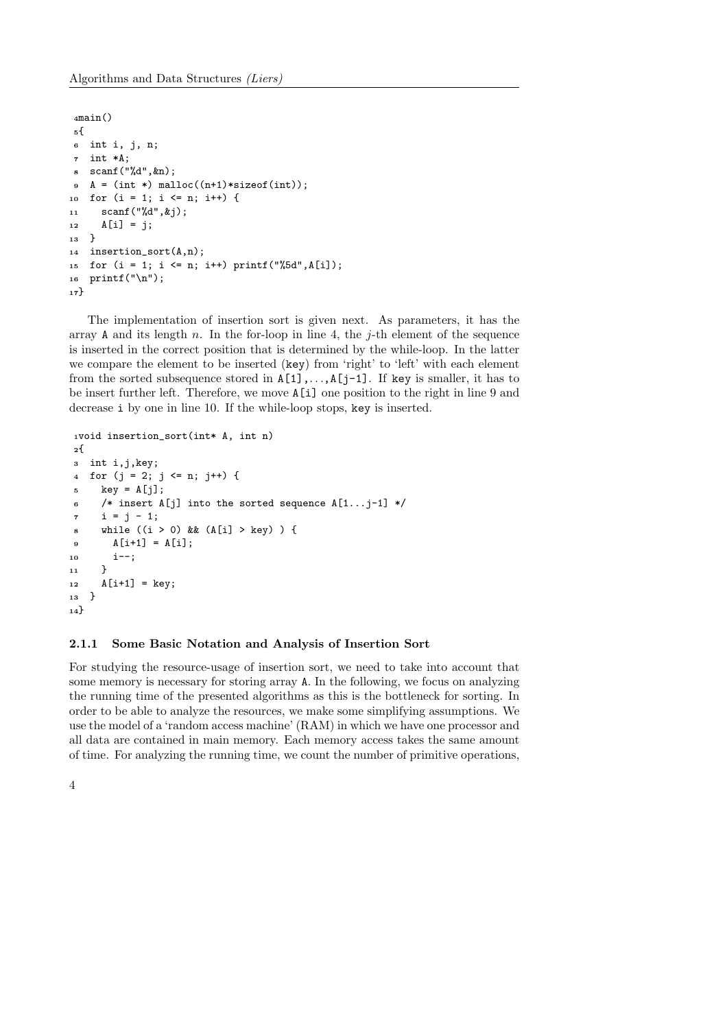```
4main()
5{
6  int i, j, n;
7  int *A;
8  scanf("%d",&n);
9  A = (int *) malloc((n+1)*sizeof(int));
10  for (i = 1; i <= n; i++) {
11    scanf("%d",&j);
12    A[i] = j;
13  }
14  insertion_sort(A,n);
15  for (i = 1; i <= n; i++) printf("%5d",A[i]);
16  printf("\n");
17}
```

The implementation of insertion sort is given next. As parameters, it has the array A and its length $n$. In the for-loop in line 4, the $j$-th element of the sequence is inserted in the correct position that is determined by the while-loop. In the latter we compare the element to be inserted (key) from 'right' to 'left' with each element from the sorted subsequence stored in A[1],...,A[j-1]. If key is smaller, it has to be insert further left. Therefore, we move A[i] one position to the right in line 9 and decrease i by one in line 10. If the while-loop stops, key is inserted.

```
1void insertion_sort(int* A, int n)
2{
3  int i,j,key;
4  for (j = 2; j <= n; j++) {
5    key = A[j];
6    /* insert A[j] into the sorted sequence A[1...j-1] */
7    i = j - 1;
8    while ((i > 0) && (A[i] > key) ) {
9      A[i+1] = A[i];
10     i--;
11   }
12   A[i+1] = key;
13  }
14}
```

### 2.1.1 Some Basic Notation and Analysis of Insertion Sort

For studying the resource-usage of insertion sort, we need to take into account that some memory is necessary for storing array A. In the following, we focus on analyzing the running time of the presented algorithms as this is the bottleneck for sorting. In order to be able to analyze the resources, we make some simplifying assumptions. We use the model of a 'random access machine' (RAM) in which we have one processor and all data are contained in main memory. Each memory access takes the same amount of time. For analyzing the running time, we count the number of primitive operations,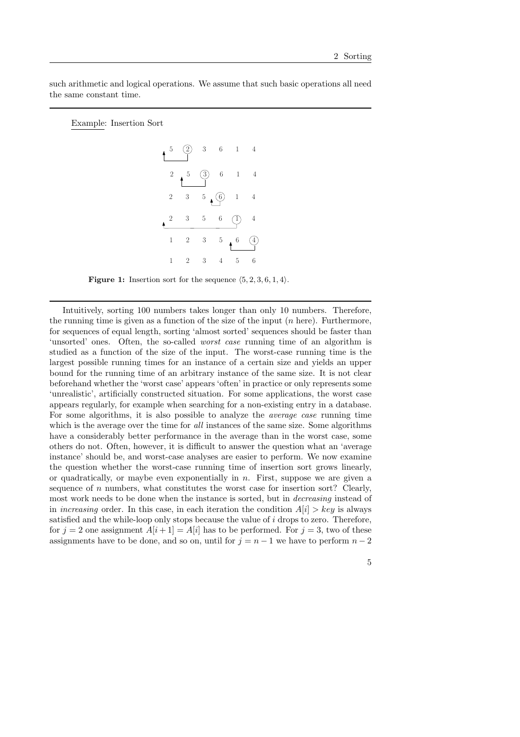such arithmetic and logical operations. We assume that such basic operations all need the same constant time.

---

Example: Insertion Sort

5 (2) 3 6 1 4

2 5 (3) 6 1 4

2 3 5 (6) 1 4

2 3 5 6 (1) 4

1 2 3 5 6 (4)

1 2 3 4 5 6

**Figure 1:** Insertion sort for the sequence $\langle 5, 2, 3, 6, 1, 4 \rangle$.

---

Intuitively, sorting 100 numbers takes longer than only 10 numbers. Therefore, the running time is given as a function of the size of the input ($n$ here). Furthermore, for sequences of equal length, sorting 'almost sorted' sequences should be faster than 'unsorted' ones. Often, the so-called *worst case* running time of an algorithm is studied as a function of the size of the input. The worst-case running time is the largest possible running times for an instance of a certain size and yields an upper bound for the running time of an arbitrary instance of the same size. It is not clear beforehand whether the 'worst case' appears 'often' in practice or only represents some 'unrealistic', artificially constructed situation. For some applications, the worst case appears regularly, for example when searching for a non-existing entry in a database. For some algorithms, it is also possible to analyze the *average case* running time which is the average over the time for *all* instances of the same size. Some algorithms have a considerably better performance in the average than in the worst case, some others do not. Often, however, it is difficult to answer the question what an 'average instance' should be, and worst-case analyses are easier to perform. We now examine the question whether the worst-case running time of insertion sort grows linearly, or quadratically, or maybe even exponentially in $n$. First, suppose we are given a sequence of $n$ numbers, what constitutes the worst case for insertion sort? Clearly, most work needs to be done when the instance is sorted, but in *decreasing* instead of in *increasing* order. In this case, in each iteration the condition $A[i] > key$ is always satisfied and the while-loop only stops because the value of $i$ drops to zero. Therefore, for $j = 2$ one assignment $A[i+1] = A[i]$ has to be performed. For $j = 3$, two of these assignments have to be done, and so on, until for $j = n - 1$ we have to perform $n - 2$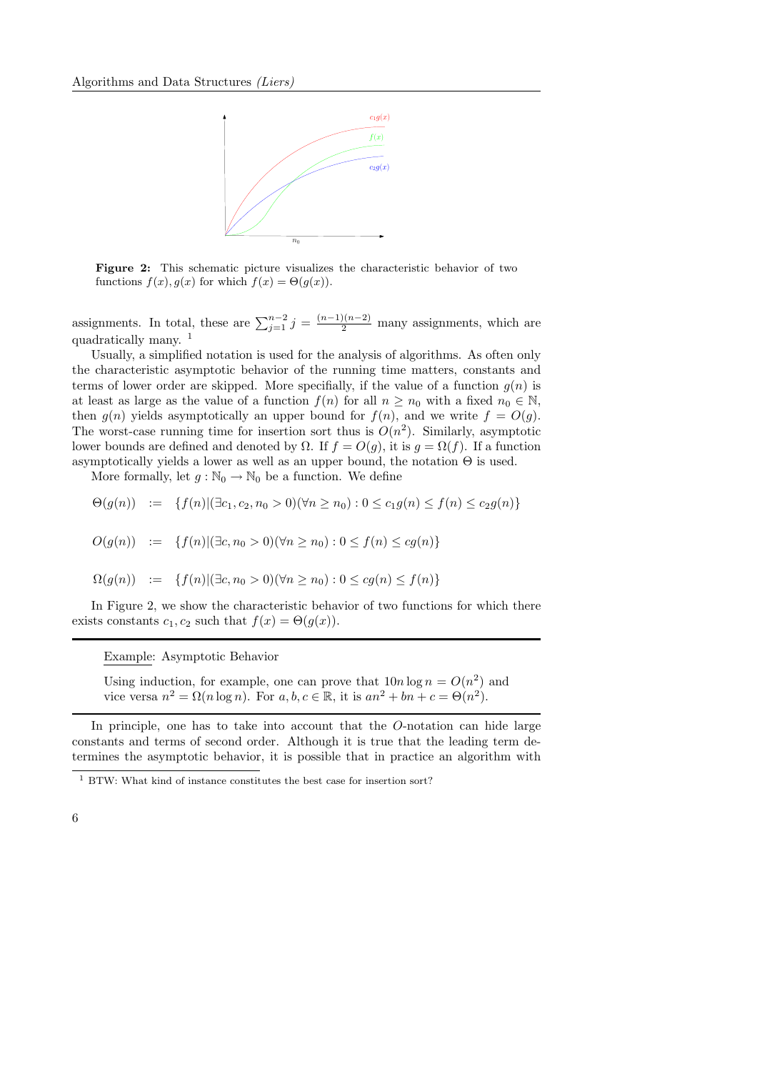$c_1 g(x)$

$f(x)$

$c_2 g(x)$

$n_0$

**Figure 2:** This schematic picture visualizes the characteristic behavior of two functions $f(x), g(x)$ for which $f(x) = \Theta(g(x))$.

assignments. In total, these are $\sum_{j=1}^{n-2} j = \frac{(n-1)(n-2)}{2}$ many assignments, which are quadratically many. [1]

Usually, a simplified notation is used for the analysis of algorithms. As often only the characteristic asymptotic behavior of the running time matters, constants and terms of lower order are skipped. More specifially, if the value of a function $g(n)$ is at least as large as the value of a function $f(n)$ for all $n \geq n_0$ with a fixed $n_0 \in \mathbb{N}$, then $g(n)$ yields asymptotically an upper bound for $f(n)$, and we write $f = O(g)$. The worst-case running time for insertion sort thus is $O(n^2)$. Similarly, asymptotic lower bounds are defined and denoted by $\Omega$. If $f = O(g)$, it is $g = \Omega(f)$. If a function asymptotically yields a lower as well as an upper bound, the notation $\Theta$ is used.

More formally, let $g : \mathbb{N}_0 \to \mathbb{N}_0$ be a function. We define

$$\Theta(g(n)) := \{f(n) | (\exists c_1, c_2, n_0 > 0)(\forall n \geq n_0) : 0 \leq c_1 g(n) \leq f(n) \leq c_2 g(n)\}$$

$$O(g(n)) := \{f(n) | (\exists c, n_0 > 0)(\forall n \geq n_0) : 0 \leq f(n) \leq c g(n)\}$$

$$\Omega(g(n)) := \{f(n) | (\exists c, n_0 > 0)(\forall n \geq n_0) : 0 \leq c g(n) \leq f(n)\}$$

In Figure 2, we show the characteristic behavior of two functions for which there exists constants $c_1, c_2$ such that $f(x) = \Theta(g(x))$.

---

Example: Asymptotic Behavior

Using induction, for example, one can prove that $10n \log n = O(n^2)$ and vice versa $n^2 = \Omega(n \log n)$. For $a, b, c \in \mathbb{R}$, it is $an^2 + bn + c = \Theta(n^2)$.

---

In principle, one has to take into account that the $O$-notation can hide large constants and terms of second order. Although it is true that the leading term determines the asymptotic behavior, it is possible that in practice an algorithm with

[1] BTW: What kind of instance constitutes the best case for insertion sort?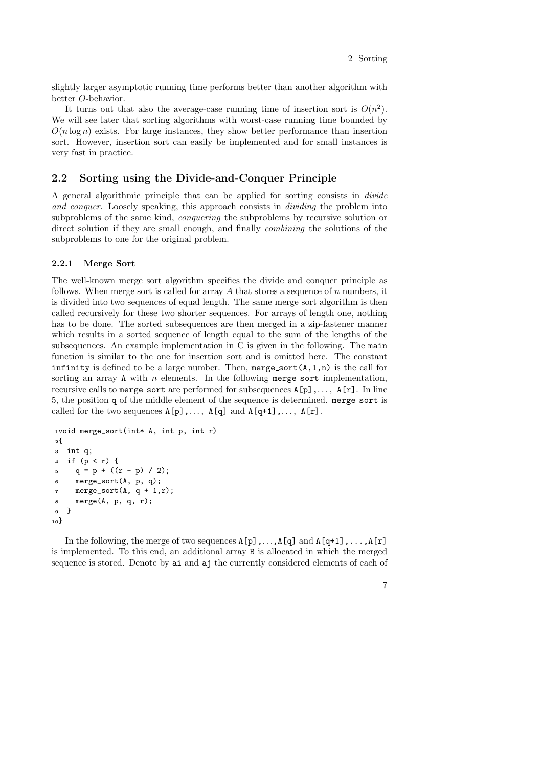slightly larger asymptotic running time performs better than another algorithm with better $O$-behavior.

It turns out that also the average-case running time of insertion sort is $O(n^2)$. We will see later that sorting algorithms with worst-case running time bounded by $O(n \log n)$ exists. For large instances, they show better performance than insertion sort. However, insertion sort can easily be implemented and for small instances is very fast in practice.

## 2.2 Sorting using the Divide-and-Conquer Principle

A general algorithmic principle that can be applied for sorting consists in *divide and conquer*. Loosely speaking, this approach consists in *dividing* the problem into subproblems of the same kind, *conquering* the subproblems by recursive solution or direct solution if they are small enough, and finally *combining* the solutions of the subproblems to one for the original problem.

### 2.2.1 Merge Sort

The well-known merge sort algorithm specifies the divide and conquer principle as follows. When merge sort is called for array $A$ that stores a sequence of $n$ numbers, it is divided into two sequences of equal length. The same merge sort algorithm is then called recursively for these two shorter sequences. For arrays of length one, nothing has to be done. The sorted subsequences are then merged in a zip-fastener manner which results in a sorted sequence of length equal to the sum of the lengths of the subsequences. An example implementation in C is given in the following. The `main` function is similar to the one for insertion sort and is omitted here. The constant `infinity` is defined to be a large number. Then, `merge_sort(A,1,n)` is the call for sorting an array `A` with $n$ elements. In the following `merge_sort` implementation, recursive calls to `merge_sort` are performed for subsequences `A[p]`,..., `A[r]`. In line 5, the position `q` of the middle element of the sequence is determined. `merge_sort` is called for the two sequences `A[p]`,..., `A[q]` and `A[q+1]`,..., `A[r]`.

```
1void merge_sort(int* A, int p, int r)
2{
3  int q;
4  if (p < r) {
5    q = p + ((r - p) / 2);
6    merge_sort(A, p, q);
7    merge_sort(A, q + 1,r);
8    merge(A, p, q, r);
9  }
10}
```

In the following, the merge of two sequences `A[p]`,...,`A[q]` and `A[q+1]`,...,`A[r]` is implemented. To this end, an additional array `B` is allocated in which the merged sequence is stored. Denote by `ai` and `aj` the currently considered elements of each of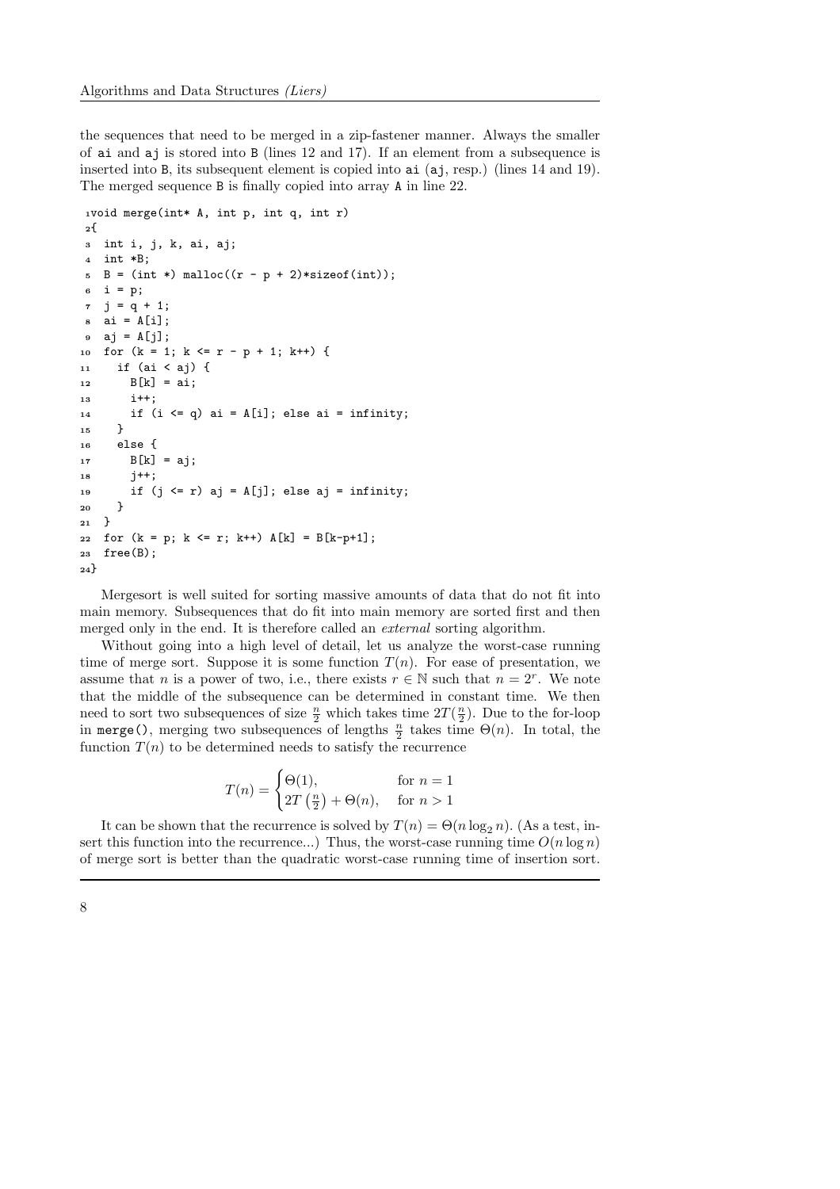the sequences that need to be merged in a zip-fastener manner. Always the smaller of ai and aj is stored into B (lines 12 and 17). If an element from a subsequence is inserted into B, its subsequent element is copied into ai (aj, resp.) (lines 14 and 19). The merged sequence B is finally copied into array A in line 22.

```
1 void merge(int* A, int p, int q, int r)
2 {
3   int i, j, k, ai, aj;
4   int *B;
5   B = (int *) malloc((r - p + 2)*sizeof(int));
6   i = p;
7   j = q + 1;
8   ai = A[i];
9   aj = A[j];
10  for (k = 1; k <= r - p + 1; k++) {
11    if (ai < aj) {
12      B[k] = ai;
13      i++;
14      if (i <= q) ai = A[i]; else ai = infinity;
15    }
16    else {
17      B[k] = aj;
18      j++;
19      if (j <= r) aj = A[j]; else aj = infinity;
20    }
21  }
22  for (k = p; k <= r; k++) A[k] = B[k-p+1];
23  free(B);
24 }
```

Mergesort is well suited for sorting massive amounts of data that do not fit into main memory. Subsequences that do fit into main memory are sorted first and then merged only in the end. It is therefore called an *external* sorting algorithm.

Without going into a high level of detail, let us analyze the worst-case running time of merge sort. Suppose it is some function $T(n)$. For ease of presentation, we assume that $n$ is a power of two, i.e., there exists $r \in \mathbb{N}$ such that $n = 2^r$. We note that the middle of the subsequence can be determined in constant time. We then need to sort two subsequences of size $\frac{n}{2}$ which takes time $2T(\frac{n}{2})$. Due to the for-loop in merge(), merging two subsequences of lengths $\frac{n}{2}$ takes time $\Theta(n)$. In total, the function $T(n)$ to be determined needs to satisfy the recurrence

$$T(n) = \begin{cases} \Theta(1), & \text{for } n = 1 \\ 2T\left(\frac{n}{2}\right) + \Theta(n), & \text{for } n > 1 \end{cases}$$

It can be shown that the recurrence is solved by $T(n) = \Theta(n \log_2 n)$. (As a test, insert this function into the recurrence...) Thus, the worst-case running time $O(n \log n)$ of merge sort is better than the quadratic worst-case running time of insertion sort.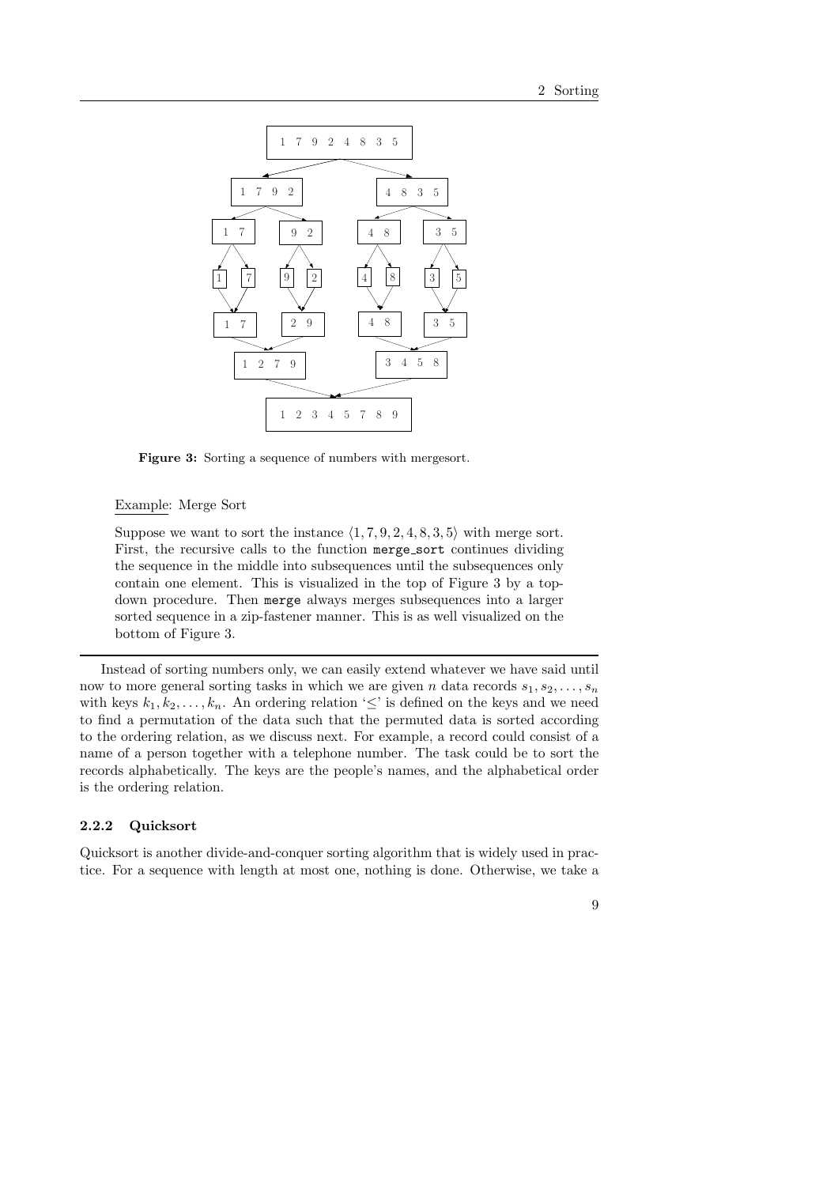1 7 9 2 4 8 3 5

1 7 9 2

4 8 3 5

1 7

9 2

4 8

3 5

1

7

9

2

4

8

3

5

1 7

2 9

4 8

3 5

1 2 7 9

3 4 5 8

1 2 3 4 5 7 8 9

**Figure 3:** Sorting a sequence of numbers with mergesort.

Example: Merge Sort

Suppose we want to sort the instance $\langle 1, 7, 9, 2, 4, 8, 3, 5 \rangle$ with merge sort. First, the recursive calls to the function `merge_sort` continues dividing the sequence in the middle into subsequences until the subsequences only contain one element. This is visualized in the top of Figure 3 by a top-down procedure. Then `merge` always merges subsequences into a larger sorted sequence in a zip-fastener manner. This is as well visualized on the bottom of Figure 3.

---

Instead of sorting numbers only, we can easily extend whatever we have said until now to more general sorting tasks in which we are given $n$ data records $s_1, s_2, \ldots, s_n$ with keys $k_1, k_2, \ldots, k_n$. An ordering relation '$\leq$' is defined on the keys and we need to find a permutation of the data such that the permuted data is sorted according to the ordering relation, as we discuss next. For example, a record could consist of a name of a person together with a telephone number. The task could be to sort the records alphabetically. The keys are the people's names, and the alphabetical order is the ordering relation.

### 2.2.2 Quicksort

Quicksort is another divide-and-conquer sorting algorithm that is widely used in practice. For a sequence with length at most one, nothing is done. Otherwise, we take a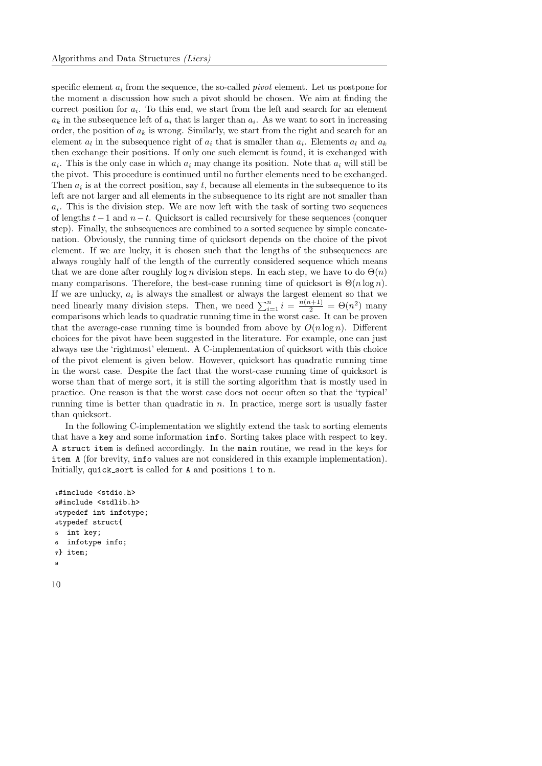specific element $a_i$ from the sequence, the so-called *pivot* element. Let us postpone for the moment a discussion how such a pivot should be chosen. We aim at finding the correct position for $a_i$. To this end, we start from the left and search for an element $a_k$ in the subsequence left of $a_i$ that is larger than $a_i$. As we want to sort in increasing order, the position of $a_k$ is wrong. Similarly, we start from the right and search for an element $a_l$ in the subsequence right of $a_i$ that is smaller than $a_i$. Elements $a_l$ and $a_k$ then exchange their positions. If only one such element is found, it is exchanged with $a_i$. This is the only case in which $a_i$ may change its position. Note that $a_i$ will still be the pivot. This procedure is continued until no further elements need to be exchanged. Then $a_i$ is at the correct position, say $t$, because all elements in the subsequence to its left are not larger and all elements in the subsequence to its right are not smaller than $a_i$. This is the division step. We are now left with the task of sorting two sequences of lengths $t-1$ and $n-t$. Quicksort is called recursively for these sequences (conquer step). Finally, the subsequences are combined to a sorted sequence by simple concatenation. Obviously, the running time of quicksort depends on the choice of the pivot element. If we are lucky, it is chosen such that the lengths of the subsequences are always roughly half of the length of the currently considered sequence which means that we are done after roughly $\log n$ division steps. In each step, we have to do $\Theta(n)$ many comparisons. Therefore, the best-case running time of quicksort is $\Theta(n \log n)$. If we are unlucky, $a_i$ is always the smallest or always the largest element so that we need linearly many division steps. Then, we need $\sum_{i=1}^{n} i = \frac{n(n+1)}{2} = \Theta(n^2)$ many comparisons which leads to quadratic running time in the worst case. It can be proven that the average-case running time is bounded from above by $O(n \log n)$. Different choices for the pivot have been suggested in the literature. For example, one can just always use the 'rightmost' element. A C-implementation of quicksort with this choice of the pivot element is given below. However, quicksort has quadratic running time in the worst case. Despite the fact that the worst-case running time of quicksort is worse than that of merge sort, it is still the sorting algorithm that is mostly used in practice. One reason is that the worst case does not occur often so that the 'typical' running time is better than quadratic in $n$. In practice, merge sort is usually faster than quicksort.

In the following C-implementation we slightly extend the task to sorting elements that have a `key` and some information `info`. Sorting takes place with respect to `key`. A `struct item` is defined accordingly. In the `main` routine, we read in the keys for `item A` (for brevity, `info` values are not considered in this example implementation). Initially, `quick_sort` is called for `A` and positions `1` to `n`.

```
1#include <stdio.h>
2#include <stdlib.h>
3typedef int infotype;
4typedef struct{
5  int key;
6  infotype info;
7} item;
8
```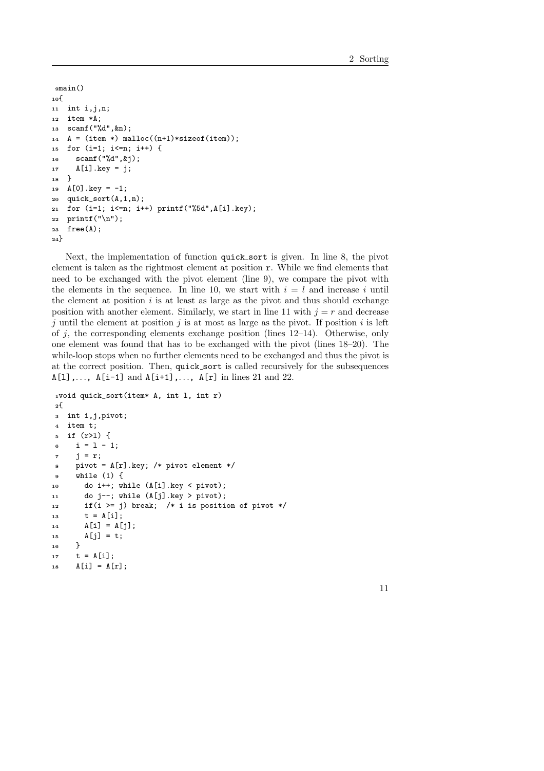```
 9main()
10{
11  int i,j,n;
12  item *A;
13  scanf("%d",&n);
14  A = (item *) malloc((n+1)*sizeof(item));
15  for (i=1; i<=n; i++) {
16    scanf("%d",&j);
17    A[i].key = j;
18  }
19  A[0].key = -1;
20  quick_sort(A,1,n);
21  for (i=1; i<=n; i++) printf("%5d",A[i].key);
22  printf("\n");
23  free(A);
24}
```

Next, the implementation of function quick_sort is given. In line 8, the pivot element is taken as the rightmost element at position r. While we find elements that need to be exchanged with the pivot element (line 9), we compare the pivot with the elements in the sequence. In line 10, we start with $i = l$ and increase $i$ until the element at position $i$ is at least as large as the pivot and thus should exchange position with another element. Similarly, we start in line 11 with $j = r$ and decrease $j$ until the element at position $j$ is at most as large as the pivot. If position $i$ is left of $j$, the corresponding elements exchange position (lines 12–14). Otherwise, only one element was found that has to be exchanged with the pivot (lines 18–20). The while-loop stops when no further elements need to be exchanged and thus the pivot is at the correct position. Then, quick_sort is called recursively for the subsequences A[l],..., A[i-1] and A[i+1],..., A[r] in lines 21 and 22.

```
 1void quick_sort(item* A, int l, int r)
 2{
 3  int i,j,pivot;
 4  item t;
 5  if (r>l) {
 6    i = l - 1;
 7    j = r;
 8    pivot = A[r].key; /* pivot element */
 9    while (1) {
10      do i++; while (A[i].key < pivot);
11      do j--; while (A[j].key > pivot);
12      if(i >= j) break;  /* i is position of pivot */
13      t = A[i];
14      A[i] = A[j];
15      A[j] = t;
16    }
17    t = A[i];
18    A[i] = A[r];
```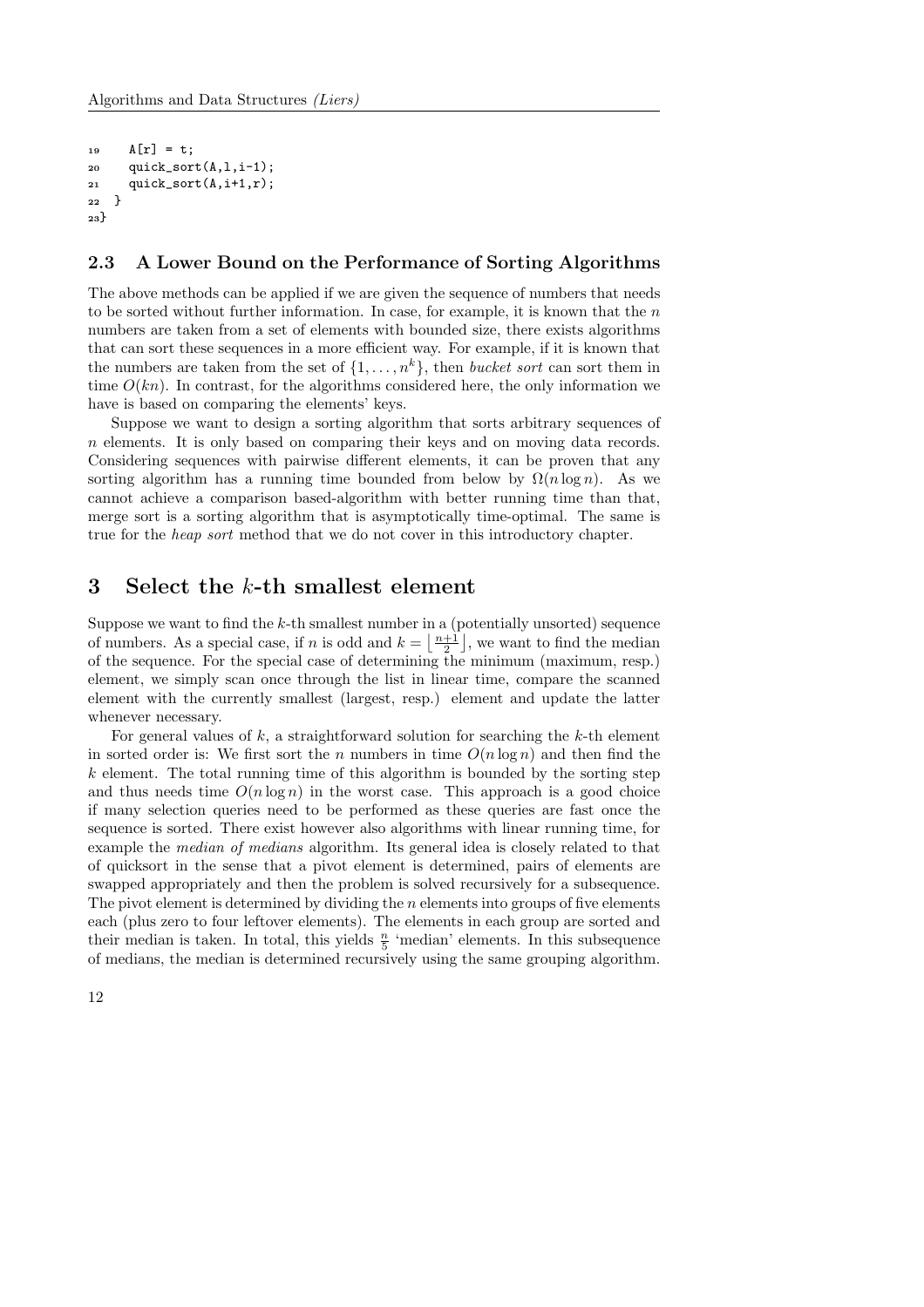```
19    A[r] = t;
20    quick_sort(A,l,i-1);
21    quick_sort(A,i+1,r);
22  }
23}
```

### 2.3 A Lower Bound on the Performance of Sorting Algorithms

The above methods can be applied if we are given the sequence of numbers that needs to be sorted without further information. In case, for example, it is known that the $n$ numbers are taken from a set of elements with bounded size, there exists algorithms that can sort these sequences in a more efficient way. For example, if it is known that the numbers are taken from the set of $\{1, \ldots, n^k\}$, then *bucket sort* can sort them in time $O(kn)$. In contrast, for the algorithms considered here, the only information we have is based on comparing the elements' keys.

Suppose we want to design a sorting algorithm that sorts arbitrary sequences of $n$ elements. It is only based on comparing their keys and on moving data records. Considering sequences with pairwise different elements, it can be proven that any sorting algorithm has a running time bounded from below by $\Omega(n \log n)$. As we cannot achieve a comparison based-algorithm with better running time than that, merge sort is a sorting algorithm that is asymptotically time-optimal. The same is true for the *heap sort* method that we do not cover in this introductory chapter.

## 3 Select the $k$-th smallest element

Suppose we want to find the $k$-th smallest number in a (potentially unsorted) sequence of numbers. As a special case, if $n$ is odd and $k = \lfloor \frac{n+1}{2} \rfloor$, we want to find the median of the sequence. For the special case of determining the minimum (maximum, resp.) element, we simply scan once through the list in linear time, compare the scanned element with the currently smallest (largest, resp.) element and update the latter whenever necessary.

For general values of $k$, a straightforward solution for searching the $k$-th element in sorted order is: We first sort the $n$ numbers in time $O(n \log n)$ and then find the $k$ element. The total running time of this algorithm is bounded by the sorting step and thus needs time $O(n \log n)$ in the worst case. This approach is a good choice if many selection queries need to be performed as these queries are fast once the sequence is sorted. There exist however also algorithms with linear running time, for example the *median of medians* algorithm. Its general idea is closely related to that of quicksort in the sense that a pivot element is determined, pairs of elements are swapped appropriately and then the problem is solved recursively for a subsequence. The pivot element is determined by dividing the $n$ elements into groups of five elements each (plus zero to four leftover elements). The elements in each group are sorted and their median is taken. In total, this yields $\frac{n}{5}$ 'median' elements. In this subsequence of medians, the median is determined recursively using the same grouping algorithm.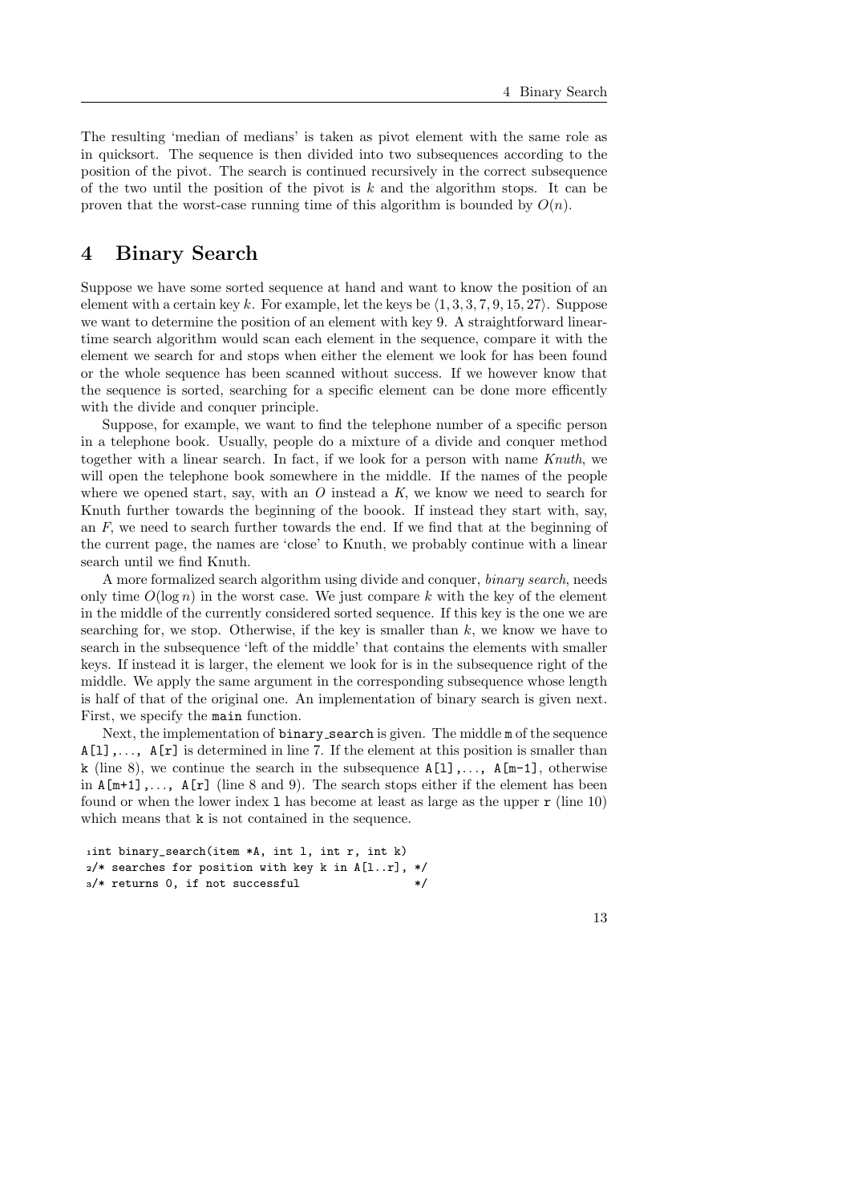The resulting 'median of medians' is taken as pivot element with the same role as in quicksort. The sequence is then divided into two subsequences according to the position of the pivot. The search is continued recursively in the correct subsequence of the two until the position of the pivot is $k$ and the algorithm stops. It can be proven that the worst-case running time of this algorithm is bounded by $O(n)$.

## 4 Binary Search

Suppose we have some sorted sequence at hand and want to know the position of an element with a certain key $k$. For example, let the keys be $\langle 1, 3, 3, 7, 9, 15, 27\rangle$. Suppose we want to determine the position of an element with key 9. A straightforward linear-time search algorithm would scan each element in the sequence, compare it with the element we search for and stops when either the element we look for has been found or the whole sequence has been scanned without success. If we however know that the sequence is sorted, searching for a specific element can be done more efficently with the divide and conquer principle.

Suppose, for example, we want to find the telephone number of a specific person in a telephone book. Usually, people do a mixture of a divide and conquer method together with a linear search. In fact, if we look for a person with name *Knuth*, we will open the telephone book somewhere in the middle. If the names of the people where we opened start, say, with an *O* instead a *K*, we know we need to search for Knuth further towards the beginning of the boook. If instead they start with, say, an *F*, we need to search further towards the end. If we find that at the beginning of the current page, the names are 'close' to Knuth, we probably continue with a linear search until we find Knuth.

A more formalized search algorithm using divide and conquer, *binary search*, needs only time $O(\log n)$ in the worst case. We just compare $k$ with the key of the element in the middle of the currently considered sorted sequence. If this key is the one we are searching for, we stop. Otherwise, if the key is smaller than $k$, we know we have to search in the subsequence 'left of the middle' that contains the elements with smaller keys. If instead it is larger, the element we look for is in the subsequence right of the middle. We apply the same argument in the corresponding subsequence whose length is half of that of the original one. An implementation of binary search is given next. First, we specify the `main` function.

Next, the implementation of `binary_search` is given. The middle `m` of the sequence `A[l]`,..., `A[r]` is determined in line 7. If the element at this position is smaller than `k` (line 8), we continue the search in the subsequence `A[l]`,..., `A[m-1]`, otherwise in `A[m+1]`,..., `A[r]` (line 8 and 9). The search stops either if the element has been found or when the lower index `l` has become at least as large as the upper `r` (line 10) which means that `k` is not contained in the sequence.

```
1 int binary_search(item *A, int l, int r, int k)
2 /* searches for position with key k in A[l..r], */
3 /* returns 0, if not successful                 */
```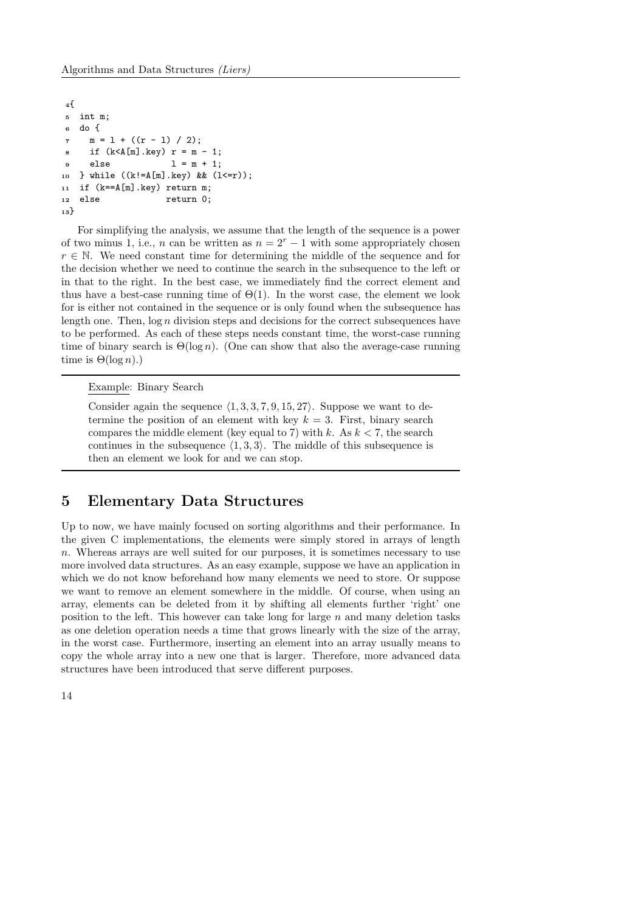```
4{
5  int m;
6  do {
7    m = l + ((r - l) / 2);
8    if (k<A[m].key) r = m - 1;
9    else            l = m + 1;
10 } while ((k!=A[m].key) && (l<=r));
11 if (k==A[m].key) return m;
12 else             return 0;
13}
```

For simplifying the analysis, we assume that the length of the sequence is a power of two minus 1, i.e., $n$ can be written as $n = 2^r - 1$ with some appropriately chosen $r \in \mathbb{N}$. We need constant time for determining the middle of the sequence and for the decision whether we need to continue the search in the subsequence to the left or in that to the right. In the best case, we immediately find the correct element and thus have a best-case running time of $\Theta(1)$. In the worst case, the element we look for is either not contained in the sequence or is only found when the subsequence has length one. Then, $\log n$ division steps and decisions for the correct subsequences have to be performed. As each of these steps needs constant time, the worst-case running time of binary search is $\Theta(\log n)$. (One can show that also the average-case running time is $\Theta(\log n)$.)

---

Example: Binary Search

Consider again the sequence $\langle 1, 3, 3, 7, 9, 15, 27 \rangle$. Suppose we want to determine the position of an element with key $k = 3$. First, binary search compares the middle element (key equal to 7) with $k$. As $k < 7$, the search continues in the subsequence $\langle 1, 3, 3 \rangle$. The middle of this subsequence is then an element we look for and we can stop.

---

# 5 Elementary Data Structures

Up to now, we have mainly focused on sorting algorithms and their performance. In the given C implementations, the elements were simply stored in arrays of length $n$. Whereas arrays are well suited for our purposes, it is sometimes necessary to use more involved data structures. As an easy example, suppose we have an application in which we do not know beforehand how many elements we need to store. Or suppose we want to remove an element somewhere in the middle. Of course, when using an array, elements can be deleted from it by shifting all elements further 'right' one position to the left. This however can take long for large $n$ and many deletion tasks as one deletion operation needs a time that grows linearly with the size of the array, in the worst case. Furthermore, inserting an element into an array usually means to copy the whole array into a new one that is larger. Therefore, more advanced data structures have been introduced that serve different purposes.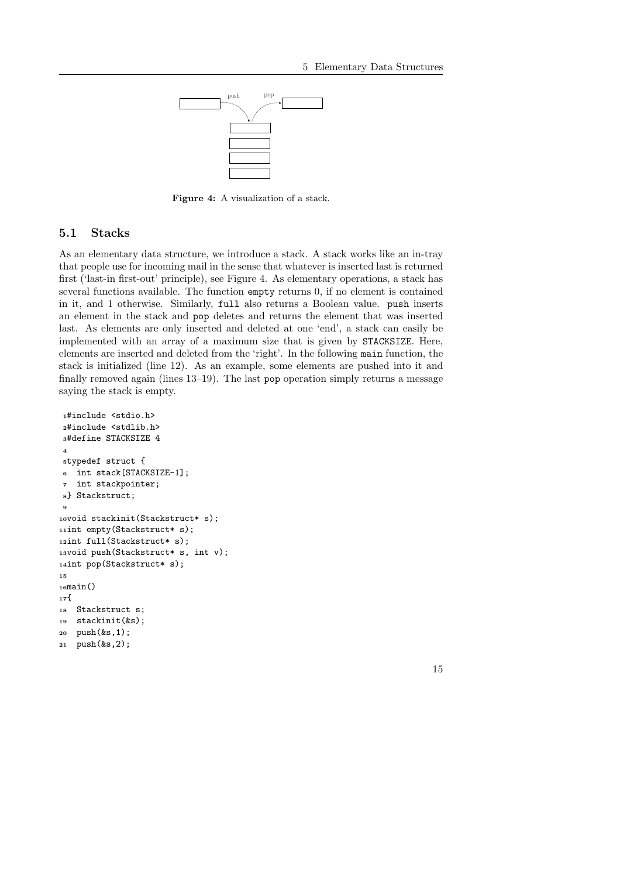push pop

**Figure 4:** A visualization of a stack.

## 5.1 Stacks

As an elementary data structure, we introduce a stack. A stack works like an in-tray that people use for incoming mail in the sense that whatever is inserted last is returned first ('last-in first-out' principle), see Figure 4. As elementary operations, a stack has several functions available. The function `empty` returns 0, if no element is contained in it, and 1 otherwise. Similarly, `full` also returns a Boolean value. `push` inserts an element in the stack and `pop` deletes and returns the element that was inserted last. As elements are only inserted and deleted at one 'end', a stack can easily be implemented with an array of a maximum size that is given by `STACKSIZE`. Here, elements are inserted and deleted from the 'right'. In the following `main` function, the stack is initialized (line 12). As an example, some elements are pushed into it and finally removed again (lines 13–19). The last `pop` operation simply returns a message saying the stack is empty.

```
1#include <stdio.h>
2#include <stdlib.h>
3#define STACKSIZE 4
4
5typedef struct {
6  int stack[STACKSIZE-1];
7  int stackpointer;
8} Stackstruct;
9
10void stackinit(Stackstruct* s);
11int empty(Stackstruct* s);
12int full(Stackstruct* s);
13void push(Stackstruct* s, int v);
14int pop(Stackstruct* s);
15
16main()
17{
18  Stackstruct s;
19  stackinit(&s);
20  push(&s,1);
21  push(&s,2);
```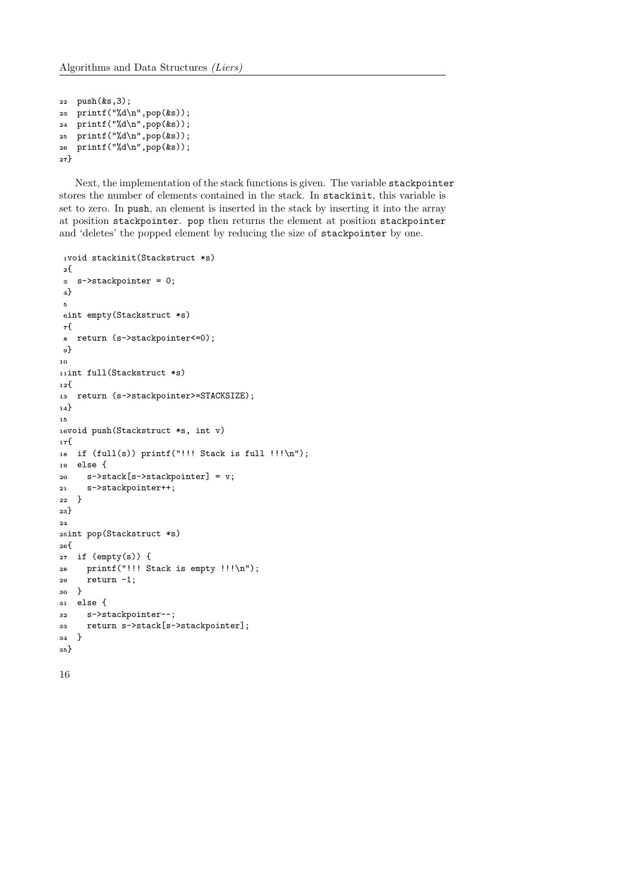```
22  push(&s,3);
23  printf("%d\n",pop(&s));
24  printf("%d\n",pop(&s));
25  printf("%d\n",pop(&s));
26  printf("%d\n",pop(&s));
27}
```

Next, the implementation of the stack functions is given. The variable `stackpointer` stores the number of elements contained in the stack. In `stackinit`, this variable is set to zero. In `push`, an element is inserted in the stack by inserting it into the array at position `stackpointer`. `pop` then returns the element at position `stackpointer` and 'deletes' the popped element by reducing the size of `stackpointer` by one.

```
 1void stackinit(Stackstruct *s)
 2{
 3  s->stackpointer = 0;
 4}
 5
 6int empty(Stackstruct *s)
 7{
 8  return (s->stackpointer<=0);
 9}
10
11int full(Stackstruct *s)
12{
13  return (s->stackpointer>=STACKSIZE);
14}
15
16void push(Stackstruct *s, int v)
17{
18  if (full(s)) printf("!!! Stack is full !!!\n");
19  else {
20    s->stack[s->stackpointer] = v;
21    s->stackpointer++;
22  }
23}
24
25int pop(Stackstruct *s)
26{
27  if (empty(s)) {
28    printf("!!! Stack is empty !!!\n");
29    return -1;
30  }
31  else {
32    s->stackpointer--;
33    return s->stack[s->stackpointer];
34  }
35}
```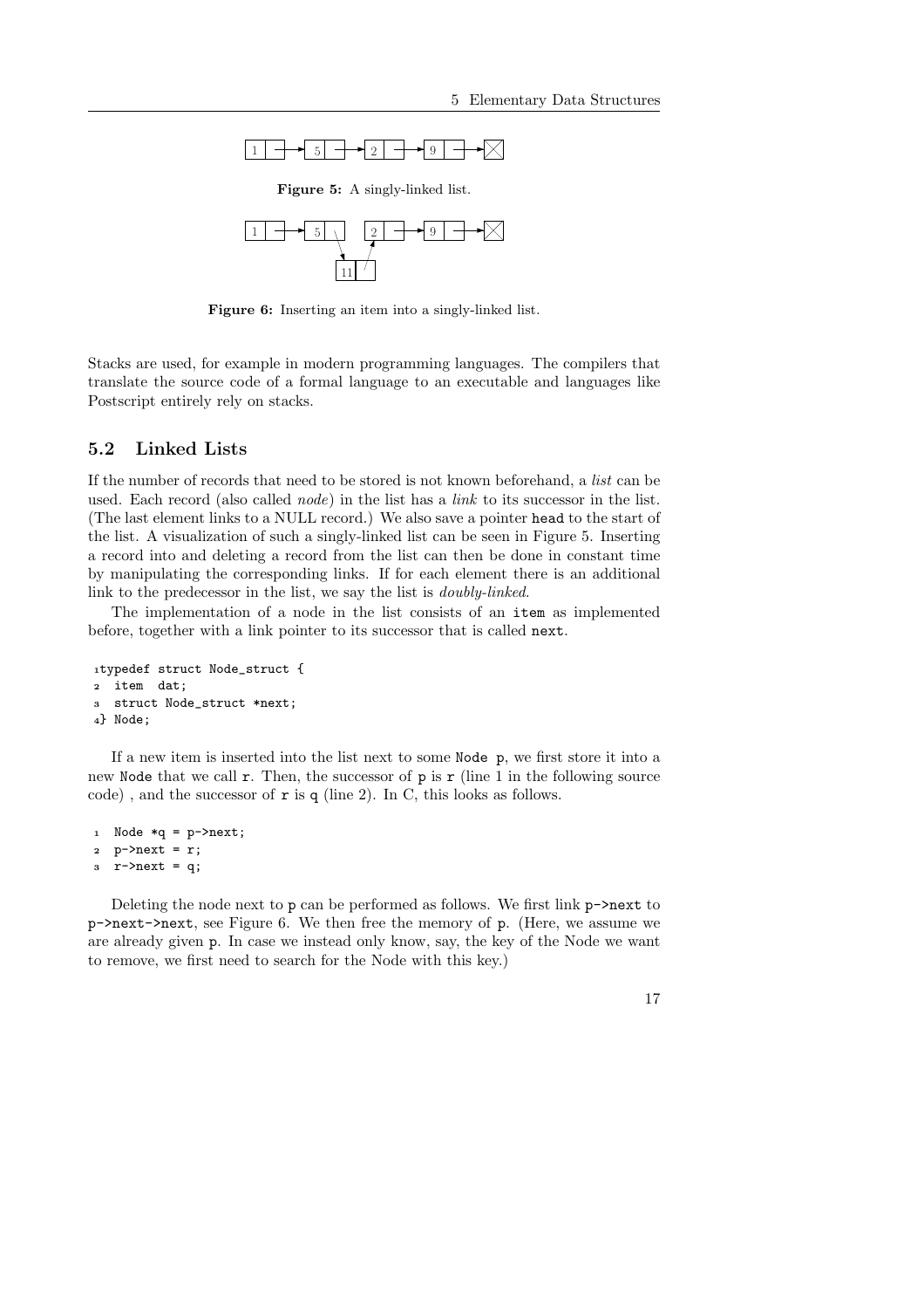1 → 5 → 2 → 9 → ⊠

**Figure 5:** A singly-linked list.

1 → 5 2 → 9 → ⊠
11

**Figure 6:** Inserting an item into a singly-linked list.

Stacks are used, for example in modern programming languages. The compilers that translate the source code of a formal language to an executable and languages like Postscript entirely rely on stacks.

## 5.2 Linked Lists

If the number of records that need to be stored is not known beforehand, a *list* can be used. Each record (also called *node*) in the list has a *link* to its successor in the list. (The last element links to a NULL record.) We also save a pointer `head` to the start of the list. A visualization of such a singly-linked list can be seen in Figure 5. Inserting a record into and deleting a record from the list can then be done in constant time by manipulating the corresponding links. If for each element there is an additional link to the predecessor in the list, we say the list is *doubly-linked*.

The implementation of a node in the list consists of an `item` as implemented before, together with a link pointer to its successor that is called `next`.

```
1typedef struct Node_struct {
2  item  dat;
3  struct Node_struct *next;
4} Node;
```

If a new item is inserted into the list next to some `Node p`, we first store it into a new `Node` that we call `r`. Then, the successor of `p` is `r` (line 1 in the following source code) , and the successor of `r` is `q` (line 2). In C, this looks as follows.

```
1  Node *q = p->next;
2  p->next = r;
3  r->next = q;
```

Deleting the node next to `p` can be performed as follows. We first link `p->next` to `p->next->next`, see Figure 6. We then free the memory of `p`. (Here, we assume we are already given `p`. In case we instead only know, say, the key of the Node we want to remove, we first need to search for the Node with this key.)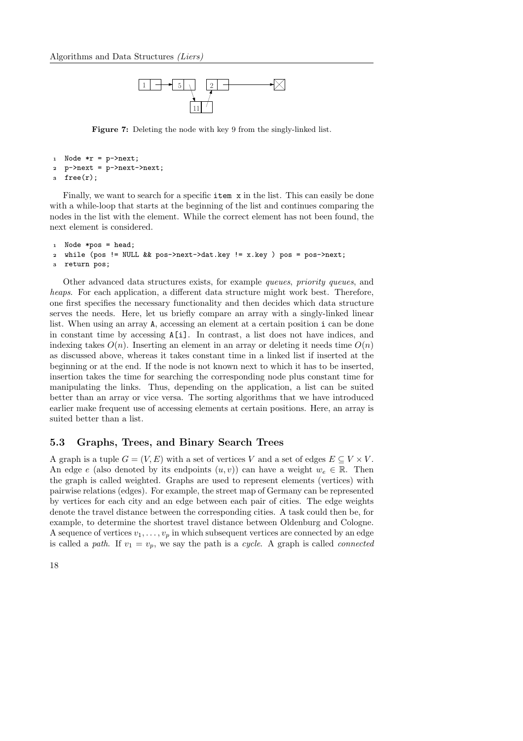1 | 5 | 2 | 11

**Figure 7:** Deleting the node with key 9 from the singly-linked list.

```
1  Node *r = p->next;
2  p->next = p->next->next;
3  free(r);
```

Finally, we want to search for a specific `item x` in the list. This can easily be done with a while-loop that starts at the beginning of the list and continues comparing the nodes in the list with the element. While the correct element has not been found, the next element is considered.

```
1  Node *pos = head;
2  while (pos != NULL && pos->next->dat.key != x.key ) pos = pos->next;
3  return pos;
```

Other advanced data structures exists, for example *queues*, *priority queues*, and *heaps*. For each application, a different data structure might work best. Therefore, one first specifies the necessary functionality and then decides which data structure serves the needs. Here, let us briefly compare an array with a singly-linked linear list. When using an array `A`, accessing an element at a certain position `i` can be done in constant time by accessing `A[i]`. In contrast, a list does not have indices, and indexing takes $O(n)$. Inserting an element in an array or deleting it needs time $O(n)$ as discussed above, whereas it takes constant time in a linked list if inserted at the beginning or at the end. If the node is not known next to which it has to be inserted, insertion takes the time for searching the corresponding node plus constant time for manipulating the links. Thus, depending on the application, a list can be suited better than an array or vice versa. The sorting algorithms that we have introduced earlier make frequent use of accessing elements at certain positions. Here, an array is suited better than a list.

## 5.3 Graphs, Trees, and Binary Search Trees

A graph is a tuple $G = (V, E)$ with a set of vertices $V$ and a set of edges $E \subseteq V \times V$. An edge $e$ (also denoted by its endpoints $(u, v)$) can have a weight $w_e \in \mathbb{R}$. Then the graph is called weighted. Graphs are used to represent elements (vertices) with pairwise relations (edges). For example, the street map of Germany can be represented by vertices for each city and an edge between each pair of cities. The edge weights denote the travel distance between the corresponding cities. A task could then be, for example, to determine the shortest travel distance between Oldenburg and Cologne. A sequence of vertices $v_1, \ldots, v_p$ in which subsequent vertices are connected by an edge is called a *path*. If $v_1 = v_p$, we say the path is a *cycle*. A graph is called *connected*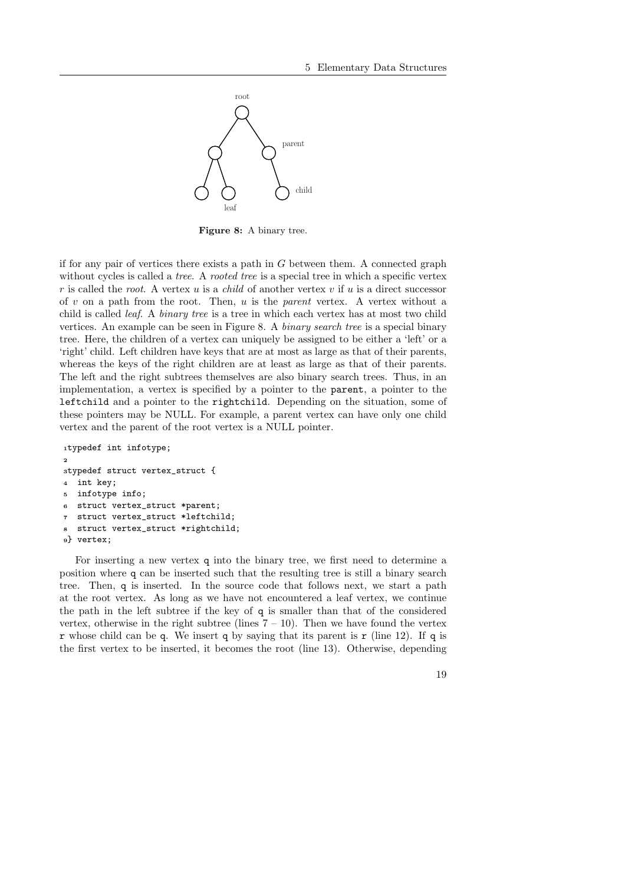root

parent

child

leaf

**Figure 8:** A binary tree.

if for any pair of vertices there exists a path in $G$ between them. A connected graph without cycles is called a *tree*. A *rooted tree* is a special tree in which a specific vertex $r$ is called the *root*. A vertex $u$ is a *child* of another vertex $v$ if $u$ is a direct successor of $v$ on a path from the root. Then, $u$ is the *parent* vertex. A vertex without a child is called *leaf*. A *binary tree* is a tree in which each vertex has at most two child vertices. An example can be seen in Figure 8. A *binary search tree* is a special binary tree. Here, the children of a vertex can uniquely be assigned to be either a 'left' or a 'right' child. Left children have keys that are at most as large as that of their parents, whereas the keys of the right children are at least as large as that of their parents. The left and the right subtrees themselves are also binary search trees. Thus, in an implementation, a vertex is specified by a pointer to the `parent`, a pointer to the `leftchild` and a pointer to the `rightchild`. Depending on the situation, some of these pointers may be NULL. For example, a parent vertex can have only one child vertex and the parent of the root vertex is a NULL pointer.

```
1typedef int infotype;
2
3typedef struct vertex_struct {
4  int key;
5  infotype info;
6  struct vertex_struct *parent;
7  struct vertex_struct *leftchild;
8  struct vertex_struct *rightchild;
9} vertex;
```

For inserting a new vertex `q` into the binary tree, we first need to determine a position where `q` can be inserted such that the resulting tree is still a binary search tree. Then, `q` is inserted. In the source code that follows next, we start a path at the root vertex. As long as we have not encountered a leaf vertex, we continue the path in the left subtree if the key of `q` is smaller than that of the considered vertex, otherwise in the right subtree (lines 7 – 10). Then we have found the vertex `r` whose child can be `q`. We insert `q` by saying that its parent is `r` (line 12). If `q` is the first vertex to be inserted, it becomes the root (line 13). Otherwise, depending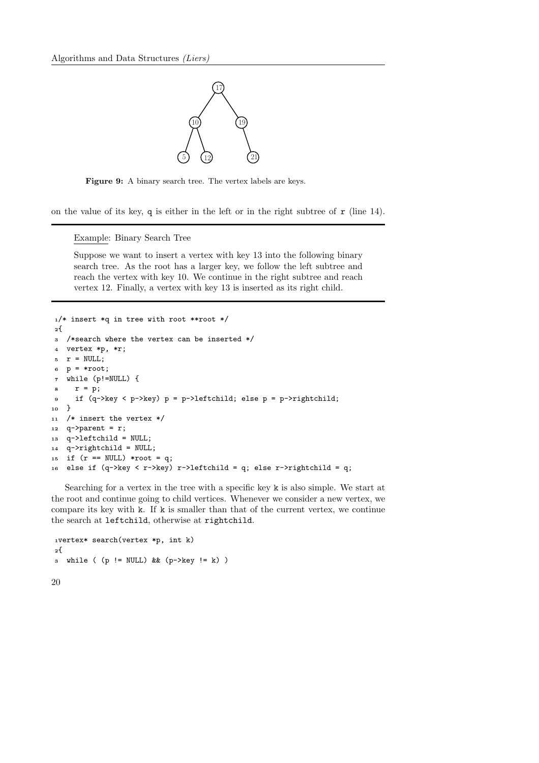**Figure 9:** A binary search tree. The vertex labels are keys.

on the value of its key, q is either in the left or in the right subtree of r (line 14).

---

Example: Binary Search Tree

Suppose we want to insert a vertex with key 13 into the following binary search tree. As the root has a larger key, we follow the left subtree and reach the vertex with key 10. We continue in the right subtree and reach vertex 12. Finally, a vertex with key 13 is inserted as its right child.

---

```
1/* insert *q in tree with root **root */
2{
3  /*search where the vertex can be inserted */
4  vertex *p, *r;
5  r = NULL;
6  p = *root;
7  while (p!=NULL) {
8    r = p;
9    if (q->key < p->key) p = p->leftchild; else p = p->rightchild;
10  }
11  /* insert the vertex */
12  q->parent = r;
13  q->leftchild = NULL;
14  q->rightchild = NULL;
15  if (r == NULL) *root = q;
16  else if (q->key < r->key) r->leftchild = q; else r->rightchild = q;
```

Searching for a vertex in the tree with a specific key k is also simple. We start at the root and continue going to child vertices. Whenever we consider a new vertex, we compare its key with k. If k is smaller than that of the current vertex, we continue the search at leftchild, otherwise at rightchild.

```
1vertex* search(vertex *p, int k)
2{
3  while ( (p != NULL) && (p->key != k) )
```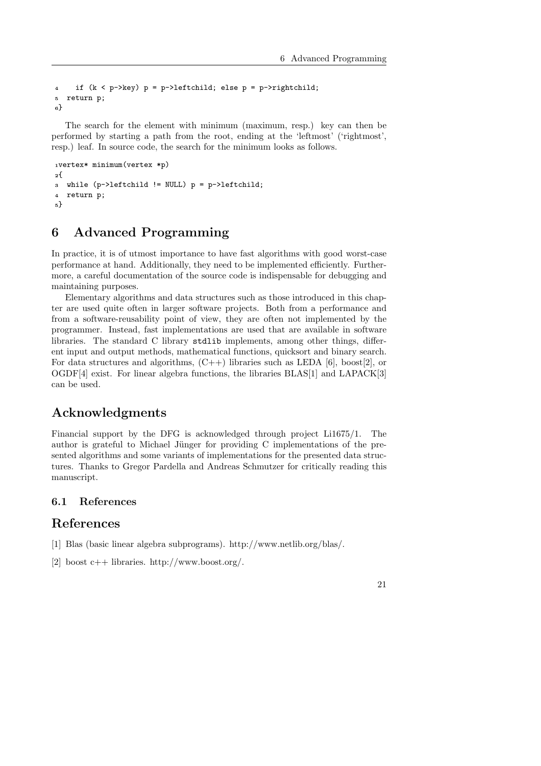```
4    if (k < p->key) p = p->leftchild; else p = p->rightchild;
5  return p;
6}
```

The search for the element with minimum (maximum, resp.) key can then be performed by starting a path from the root, ending at the 'leftmost' ('rightmost', resp.) leaf. In source code, the search for the minimum looks as follows.

```
1vertex* minimum(vertex *p)
2{
3  while (p->leftchild != NULL) p = p->leftchild;
4  return p;
5}
```

# 6 Advanced Programming

In practice, it is of utmost importance to have fast algorithms with good worst-case performance at hand. Additionally, they need to be implemented efficiently. Furthermore, a careful documentation of the source code is indispensable for debugging and maintaining purposes.

Elementary algorithms and data structures such as those introduced in this chapter are used quite often in larger software projects. Both from a performance and from a software-reusability point of view, they are often not implemented by the programmer. Instead, fast implementations are used that are available in software libraries. The standard C library `stdlib` implements, among other things, different input and output methods, mathematical functions, quicksort and binary search. For data structures and algorithms, (C++) libraries such as LEDA [6], boost[2], or OGDF[4] exist. For linear algebra functions, the libraries BLAS[1] and LAPACK[3] can be used.

# Acknowledgments

Financial support by the DFG is acknowledged through project Li1675/1. The author is grateful to Michael Jünger for providing C implementations of the presented algorithms and some variants of implementations for the presented data structures. Thanks to Gregor Pardella and Andreas Schmutzer for critically reading this manuscript.

## 6.1 References

# References

[1] Blas (basic linear algebra subprograms). http://www.netlib.org/blas/.

[2] boost c++ libraries. http://www.boost.org/.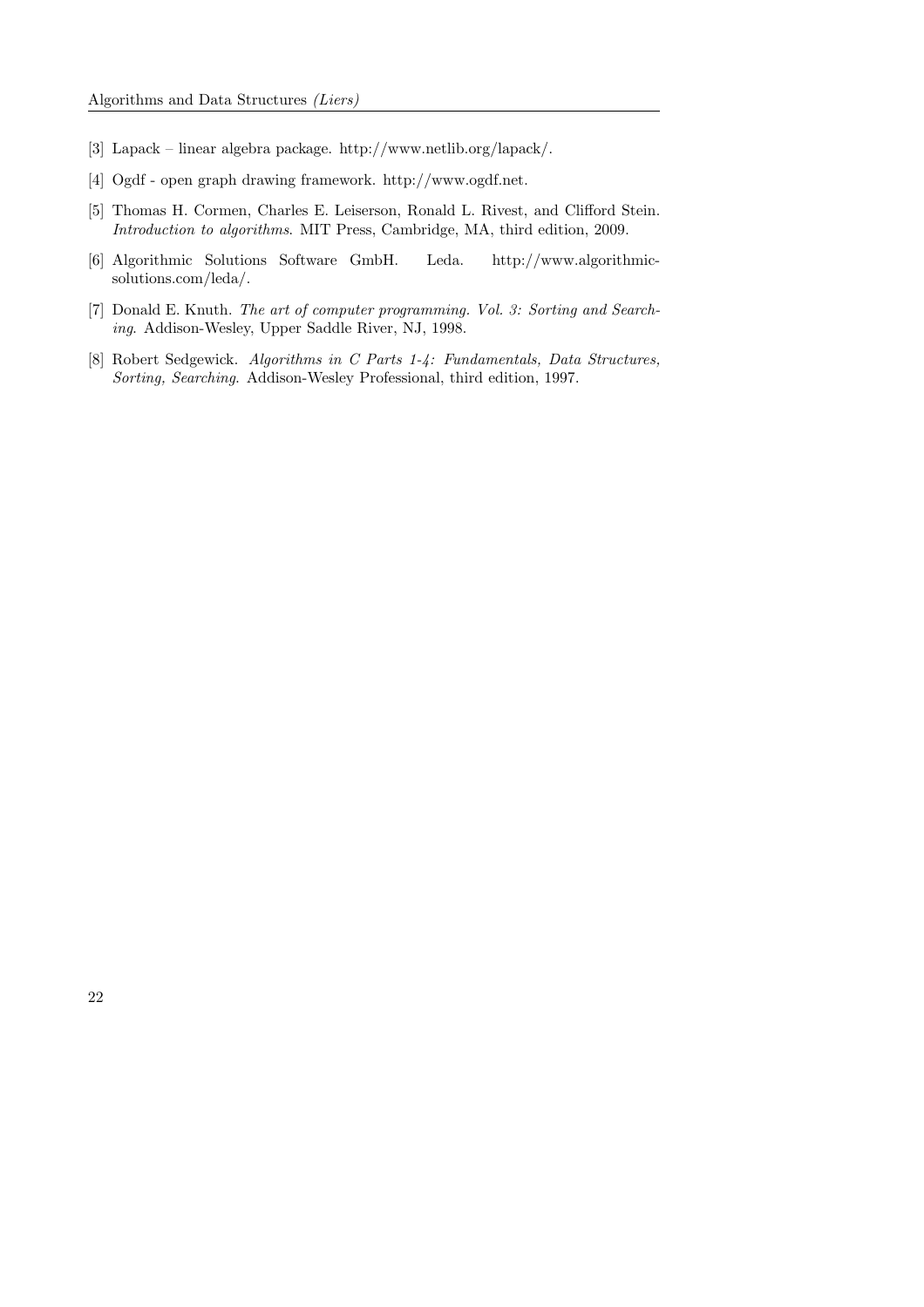[3] Lapack – linear algebra package. http://www.netlib.org/lapack/.

[4] Ogdf - open graph drawing framework. http://www.ogdf.net.

[5] Thomas H. Cormen, Charles E. Leiserson, Ronald L. Rivest, and Clifford Stein. *Introduction to algorithms*. MIT Press, Cambridge, MA, third edition, 2009.

[6] Algorithmic Solutions Software GmbH. Leda. http://www.algorithmic-solutions.com/leda/.

[7] Donald E. Knuth. *The art of computer programming. Vol. 3: Sorting and Searching*. Addison-Wesley, Upper Saddle River, NJ, 1998.

[8] Robert Sedgewick. *Algorithms in C Parts 1-4: Fundamentals, Data Structures, Sorting, Searching*. Addison-Wesley Professional, third edition, 1997.